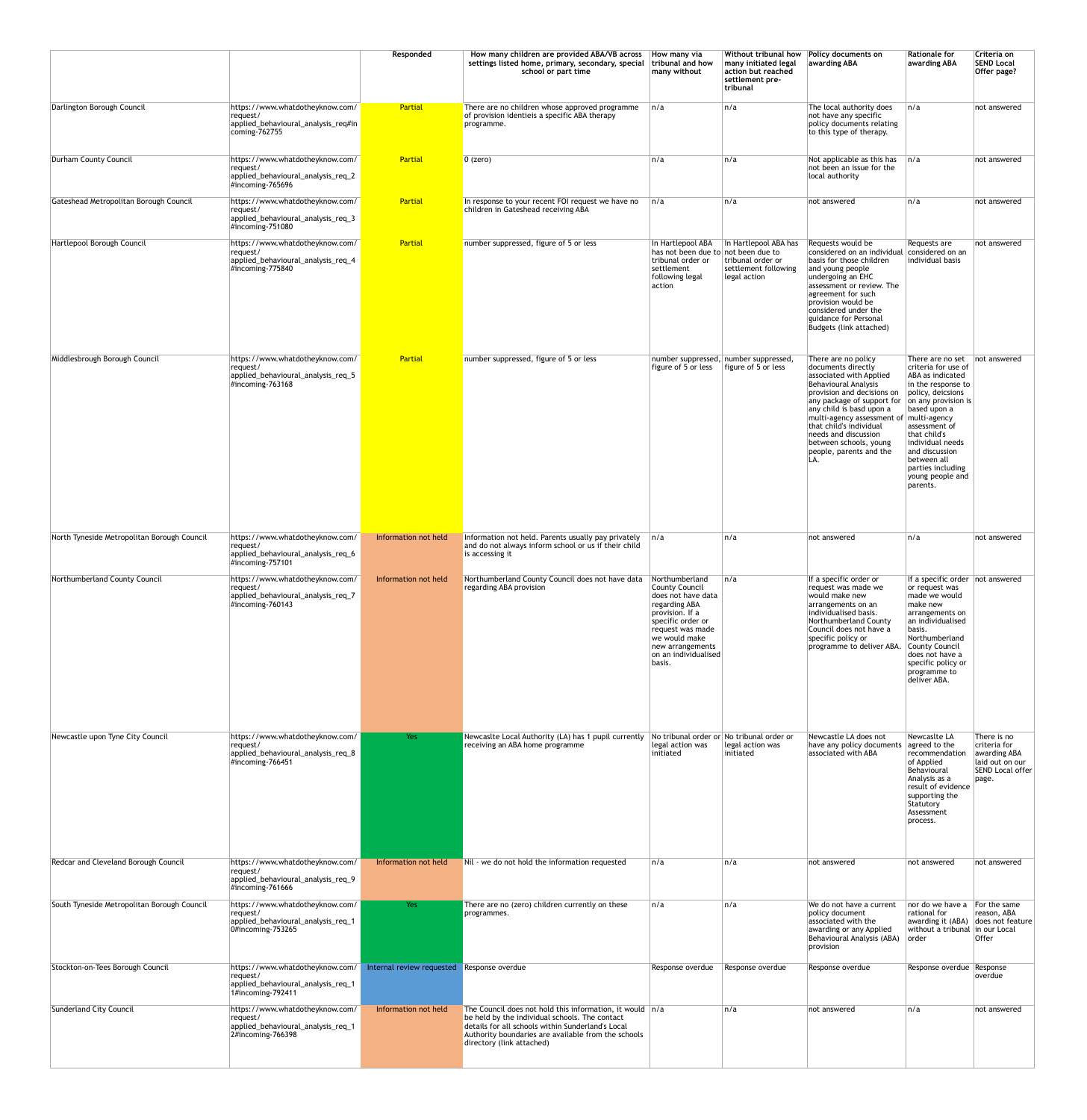| | | Responded | How many children are provided ABA/VB across settings listed home, primary, secondary, special school or part time | How many via tribunal and how many without | Without tribunal how many initiated legal action but reached settlement pre-tribunal | Policy documents on awarding ABA | Rationale for awarding ABA | Criteria on SEND Local Offer page? |
|---|---|---|---|---|---|---|---|---|
| Darlington Borough Council | https://www.whatdotheyknow.com/request/applied_behavioural_analysis_req#incoming-762755 | Partial | There are no children whose approved programme of provision identieis a specific ABA therapy programme. | n/a | n/a | The local authority does not have any specific policy documents relating to this type of therapy. | n/a | not answered |
| Durham County Council | https://www.whatdotheyknow.com/request/applied_behavioural_analysis_req_2#incoming-765696 | Partial | 0 (zero) | n/a | n/a | Not applicable as this has not been an issue for the local authority | n/a | not answered |
| Gateshead Metropolitan Borough Council | https://www.whatdotheyknow.com/request/applied_behavioural_analysis_req_3#incoming-751080 | Partial | In response to your recent FOI request we have no children in Gateshead receiving ABA | n/a | n/a | not answered | n/a | not answered |
| Hartlepool Borough Council | https://www.whatdotheyknow.com/request/applied_behavioural_analysis_req_4#incoming-775840 | Partial | number suppressed, figure of 5 or less | In Hartlepool ABA has not been due to tribunal order or settlement following legal action | In Hartlepool ABA has not been due to tribunal order or settlement following legal action | Requests would be considered on an individual basis for those children and young people undergoing an EHC assessment or review. The agreement for such provision would be considered under the guidance for Personal Budgets (link attached) | Requests are considered on an individual basis | not answered |
| Middlesbrough Borough Council | https://www.whatdotheyknow.com/request/applied_behavioural_analysis_req_5#incoming-763168 | Partial | number suppressed, figure of 5 or less | number suppressed, figure of 5 or less | number suppressed, figure of 5 or less | There are no policy documents directly associated with Applied Behavioural Analysis provision and decisions on any package of support for any child is basd upon a multi-agency assessment of that child's individual needs and discussion between schools, young people, parents and the LA. | There are no set criteria for use of ABA as indicated in the response to policy, deicsions on any provision is based upon a multi-agency assessment of that child's individual needs and discussion between all parties including young people and parents. | not answered |
| North Tyneside Metropolitan Borough Council | https://www.whatdotheyknow.com/request/applied_behavioural_analysis_req_6#incoming-757101 | Information not held | Information not held. Parents usually pay privately and do not always inform school or us if their child is accessing it | n/a | n/a | not answered | n/a | not answered |
| Northumberland County Council | https://www.whatdotheyknow.com/request/applied_behavioural_analysis_req_7#incoming-760143 | Information not held | Northumberland County Council does not have data regarding ABA provision | Northumberland County Council does not have data regarding ABA provision. If a specific order or request was made we would make new arrangements on an individualised basis. | n/a | If a specific order or request was made we would make new arrangements on an individualised basis. Northumberland County Council does not have a specific policy or programme to deliver ABA. | If a specific order or request was made we would make new arrangements on an individualised basis. Northumberland County Council does not have a specific policy or programme to deliver ABA. | not answered |
| Newcastle upon Tyne City Council | https://www.whatdotheyknow.com/request/applied_behavioural_analysis_req_8#incoming-766451 | Yes | Newcaslte Local Authority (LA) has 1 pupil currently receiving an ABA home programme | No tribunal order or legal action was initiated | No tribunal order or legal action was initiated | Newcastle LA does not have any policy documents associated with ABA | Newcaslte LA agreed to the recommendation of Applied Behavioural Analysis as a result of evidence supporting the Statutory Assessment process. | There is no criteria for awarding ABA laid out on our SEND Local offer page. |
| Redcar and Cleveland Borough Council | https://www.whatdotheyknow.com/request/applied_behavioural_analysis_req_9#incoming-761666 | Information not held | Nil - we do not hold the information requested | n/a | n/a | not answered | not answered | not answered |
| South Tyneside Metropolitan Borough Council | https://www.whatdotheyknow.com/request/applied_behavioural_analysis_req_10#incoming-753265 | Yes | There are no (zero) children currently on these programmes. | n/a | n/a | We do not have a current policy document associated with the awarding or any Applied Behavioural Analysis (ABA) provision | nor do we have a rational for awarding it (ABA) without a tribunal order | For the same reason, ABA does not feature in our Local Offer |
| Stockton-on-Tees Borough Council | https://www.whatdotheyknow.com/request/applied_behavioural_analysis_req_11#incoming-792411 | Internal review requested | Response overdue | Response overdue | Response overdue | Response overdue | Response overdue | Response overdue |
| Sunderland City Council | https://www.whatdotheyknow.com/request/applied_behavioural_analysis_req_12#incoming-766398 | Information not held | The Council does not hold this information, it would be held by the individual schools. The contact details for all schools within Sunderland's Local Authority boundaries are available from the schools directory (link attached) | n/a | n/a | not answered | n/a | not answered |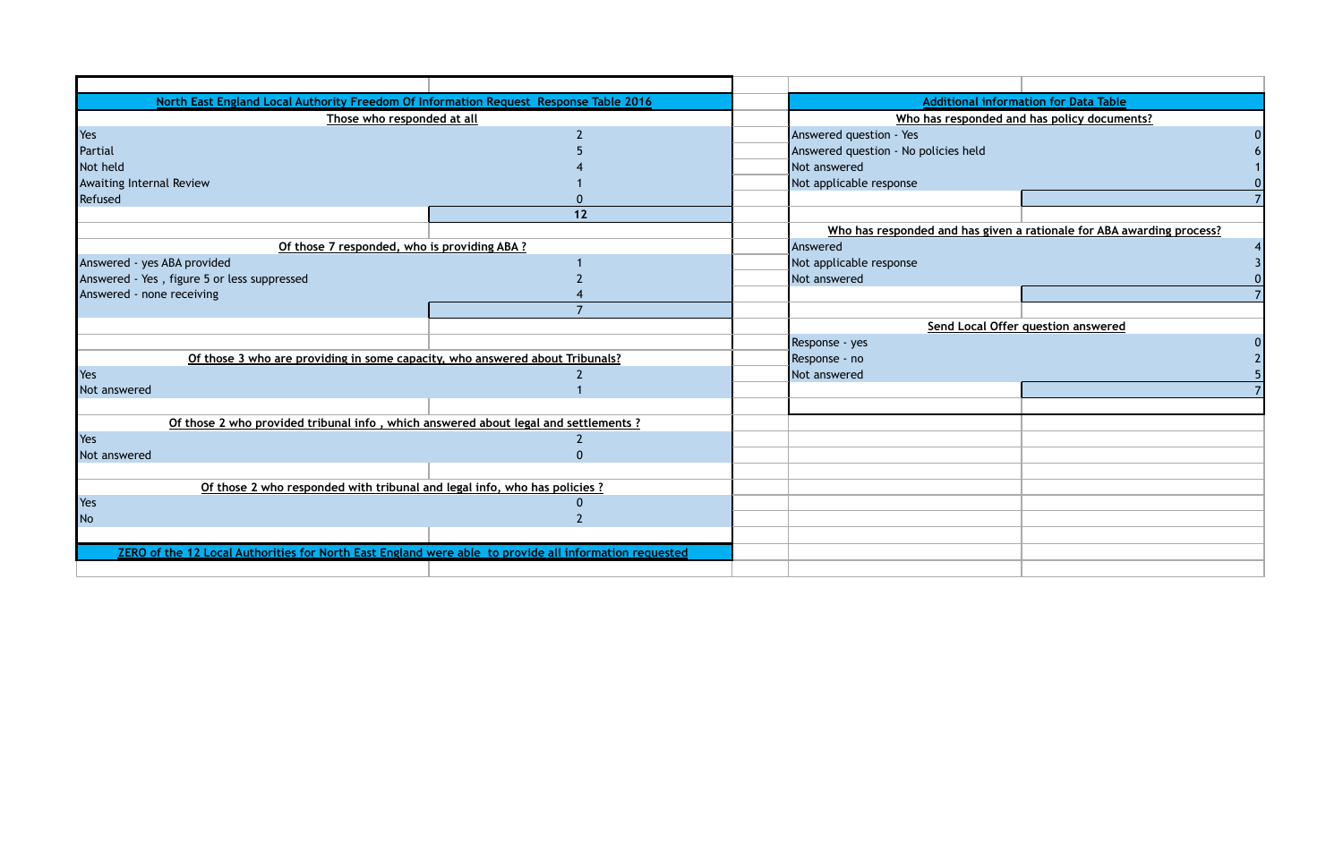## North East England Local Authority Freedom Of Information Request Response Table 2016

**Those who responded at all**

| | |
|---|---|
| Yes | 2 |
| Partial | 5 |
| Not held | 4 |
| Awaiting Internal Review | 1 |
| Refused | 0 |
| | 12 |

**Of those 7 responded, who is providing ABA ?**

| | |
|---|---|
| Answered - yes ABA provided | 1 |
| Answered - Yes , figure 5 or less suppressed | 2 |
| Answered - none receiving | 4 |
| | 7 |

**Of those 3 who are providing in some capacity, who answered about Tribunals?**

| | |
|---|---|
| Yes | 2 |
| Not answered | 1 |

**Of those 2 who provided tribunal info , which answered about legal and settlements ?**

| | |
|---|---|
| Yes | 2 |
| Not answered | 0 |

**Of those 2 who responded with tribunal and legal info, who has policies ?**

| | |
|---|---|
| Yes | 0 |
| No | 2 |

**ZERO of the 12 Local Authorities for North East England were able to provide all information requested**

## Additional information for Data Table

**Who has responded and has policy documents?**

| | |
|---|---|
| Answered question - Yes | 0 |
| Answered question - No policies held | 6 |
| Not answered | 1 |
| Not applicable response | 0 |
| | 7 |

**Who has responded and has given a rationale for ABA awarding process?**

| | |
|---|---|
| Answered | 4 |
| Not applicable response | 3 |
| Not answered | 0 |
| | 7 |

**Send Local Offer question answered**

| | |
|---|---|
| Response - yes | 0 |
| Response - no | 2 |
| Not answered | 5 |
| | 7 |